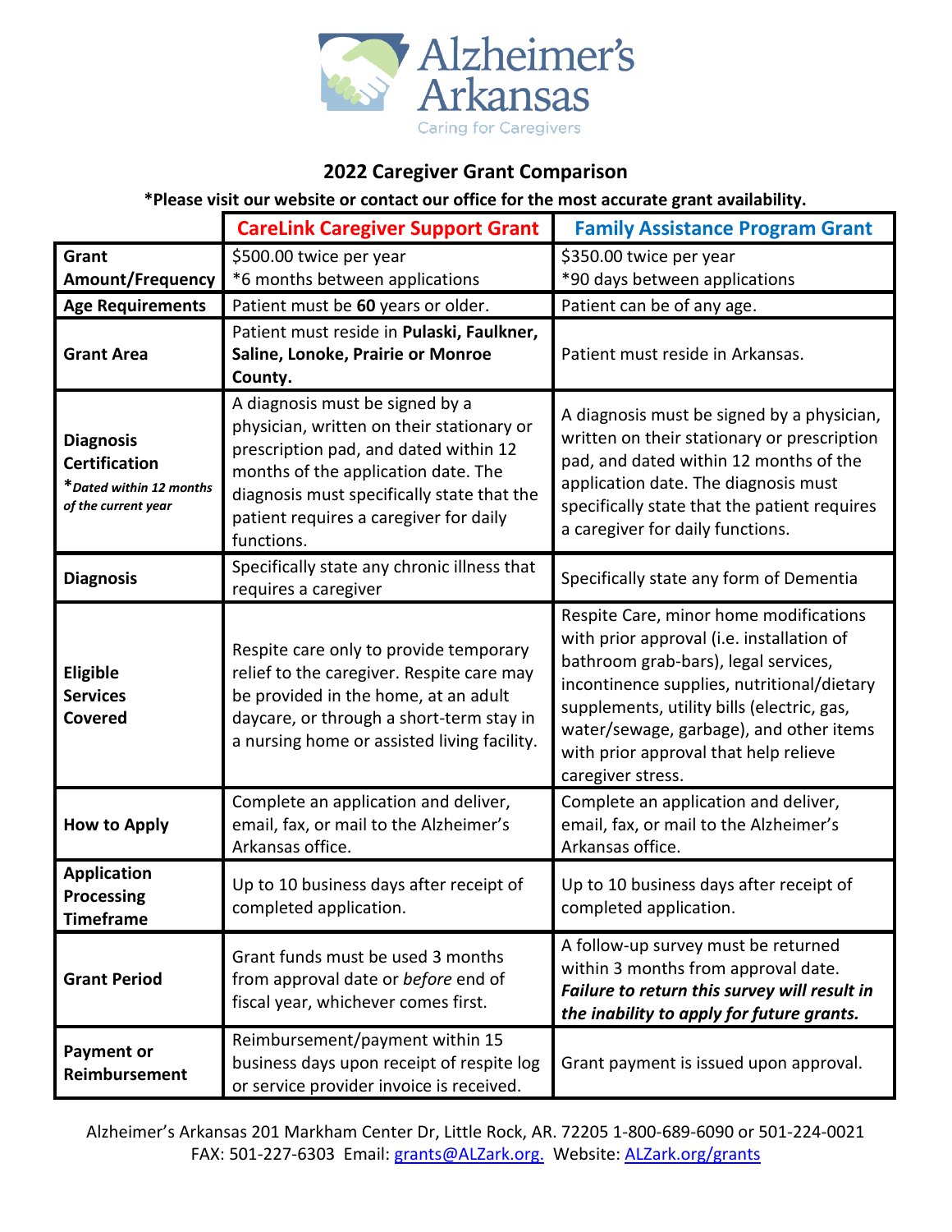Alzheimer's Arkansas

Caring for Caregivers

## 2022 Caregiver Grant Comparison

**\*Please visit our website or contact our office for the most accurate grant availability.**

| | CareLink Caregiver Support Grant | Family Assistance Program Grant |
|---|---|---|
| **Grant Amount/Frequency** | $500.00 twice per year<br>*6 months between applications | $350.00 twice per year<br>*90 days between applications |
| **Age Requirements** | Patient must be **60** years or older. | Patient can be of any age. |
| **Grant Area** | Patient must reside in **Pulaski, Faulkner, Saline, Lonoke, Prairie or Monroe County.** | Patient must reside in Arkansas. |
| **Diagnosis Certification**<br>***Dated within 12 months of the current year*** | A diagnosis must be signed by a physician, written on their stationary or prescription pad, and dated within 12 months of the application date. The diagnosis must specifically state that the patient requires a caregiver for daily functions. | A diagnosis must be signed by a physician, written on their stationary or prescription pad, and dated within 12 months of the application date. The diagnosis must specifically state that the patient requires a caregiver for daily functions. |
| **Diagnosis** | Specifically state any chronic illness that requires a caregiver | Specifically state any form of Dementia |
| **Eligible Services Covered** | Respite care only to provide temporary relief to the caregiver. Respite care may be provided in the home, at an adult daycare, or through a short-term stay in a nursing home or assisted living facility. | Respite Care, minor home modifications with prior approval (i.e. installation of bathroom grab-bars), legal services, incontinence supplies, nutritional/dietary supplements, utility bills (electric, gas, water/sewage, garbage), and other items with prior approval that help relieve caregiver stress. |
| **How to Apply** | Complete an application and deliver, email, fax, or mail to the Alzheimer's Arkansas office. | Complete an application and deliver, email, fax, or mail to the Alzheimer's Arkansas office. |
| **Application Processing Timeframe** | Up to 10 business days after receipt of completed application. | Up to 10 business days after receipt of completed application. |
| **Grant Period** | Grant funds must be used 3 months from approval date or *before* end of fiscal year, whichever comes first. | A follow-up survey must be returned within 3 months from approval date. ***Failure to return this survey will result in the inability to apply for future grants.*** |
| **Payment or Reimbursement** | Reimbursement/payment within 15 business days upon receipt of respite log or service provider invoice is received. | Grant payment is issued upon approval. |

Alzheimer's Arkansas 201 Markham Center Dr, Little Rock, AR. 72205 1-800-689-6090 or 501-224-0021
FAX: 501-227-6303 Email: grants@ALZark.org. Website: ALZark.org/grants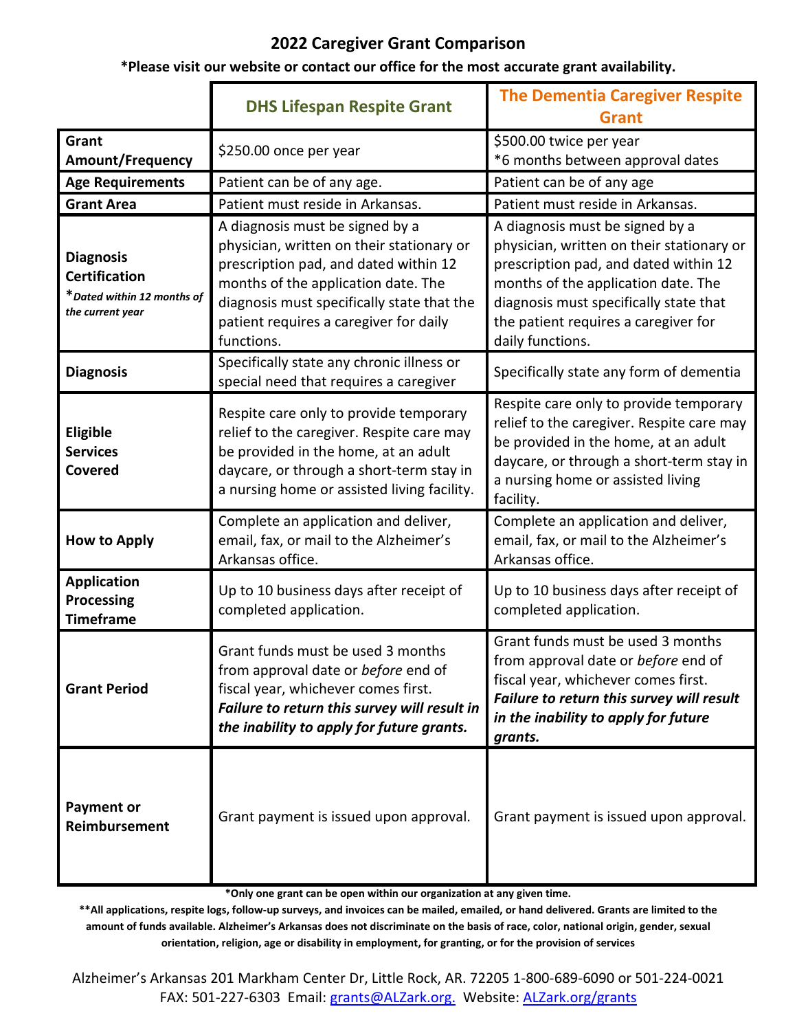## 2022 Caregiver Grant Comparison

**\*Please visit our website or contact our office for the most accurate grant availability.**

| | DHS Lifespan Respite Grant | The Dementia Caregiver Respite Grant |
|---|---|---|
| **Grant Amount/Frequency** | $250.00 once per year | $500.00 twice per year<br>*6 months between approval dates |
| **Age Requirements** | Patient can be of any age. | Patient can be of any age |
| **Grant Area** | Patient must reside in Arkansas. | Patient must reside in Arkansas. |
| **Diagnosis Certification**<br>*\*Dated within 12 months of the current year* | A diagnosis must be signed by a physician, written on their stationary or prescription pad, and dated within 12 months of the application date. The diagnosis must specifically state that the patient requires a caregiver for daily functions. | A diagnosis must be signed by a physician, written on their stationary or prescription pad, and dated within 12 months of the application date. The diagnosis must specifically state that the patient requires a caregiver for daily functions. |
| **Diagnosis** | Specifically state any chronic illness or special need that requires a caregiver | Specifically state any form of dementia |
| **Eligible Services Covered** | Respite care only to provide temporary relief to the caregiver. Respite care may be provided in the home, at an adult daycare, or through a short-term stay in a nursing home or assisted living facility. | Respite care only to provide temporary relief to the caregiver. Respite care may be provided in the home, at an adult daycare, or through a short-term stay in a nursing home or assisted living facility. |
| **How to Apply** | Complete an application and deliver, email, fax, or mail to the Alzheimer's Arkansas office. | Complete an application and deliver, email, fax, or mail to the Alzheimer's Arkansas office. |
| **Application Processing Timeframe** | Up to 10 business days after receipt of completed application. | Up to 10 business days after receipt of completed application. |
| **Grant Period** | Grant funds must be used 3 months from approval date or *before* end of fiscal year, whichever comes first. ***Failure to return this survey will result in the inability to apply for future grants.*** | Grant funds must be used 3 months from approval date or *before* end of fiscal year, whichever comes first. ***Failure to return this survey will result in the inability to apply for future grants.*** |
| **Payment or Reimbursement** | Grant payment is issued upon approval. | Grant payment is issued upon approval. |

**\*Only one grant can be open within our organization at any given time.**

**\*\*All applications, respite logs, follow-up surveys, and invoices can be mailed, emailed, or hand delivered. Grants are limited to the amount of funds available. Alzheimer's Arkansas does not discriminate on the basis of race, color, national origin, gender, sexual orientation, religion, age or disability in employment, for granting, or for the provision of services**

Alzheimer's Arkansas 201 Markham Center Dr, Little Rock, AR. 72205 1-800-689-6090 or 501-224-0021
FAX: 501-227-6303 Email: grants@ALZark.org. Website: ALZark.org/grants